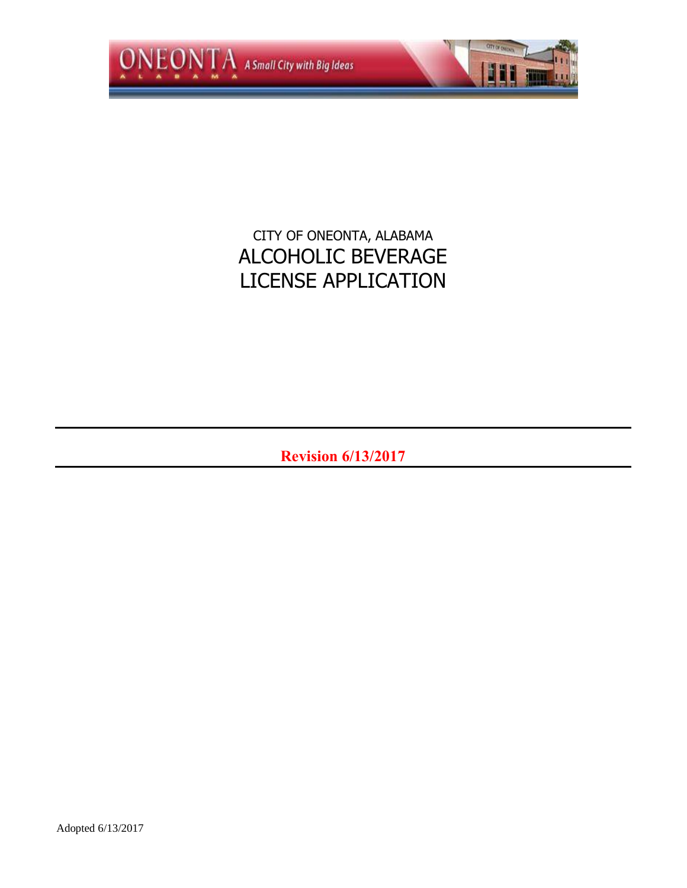CITY OF ONEONTA, ALABAMA

# ALCOHOLIC BEVERAGE LICENSE APPLICATION

**Revision 6/13/2017**

Adopted 6/13/2017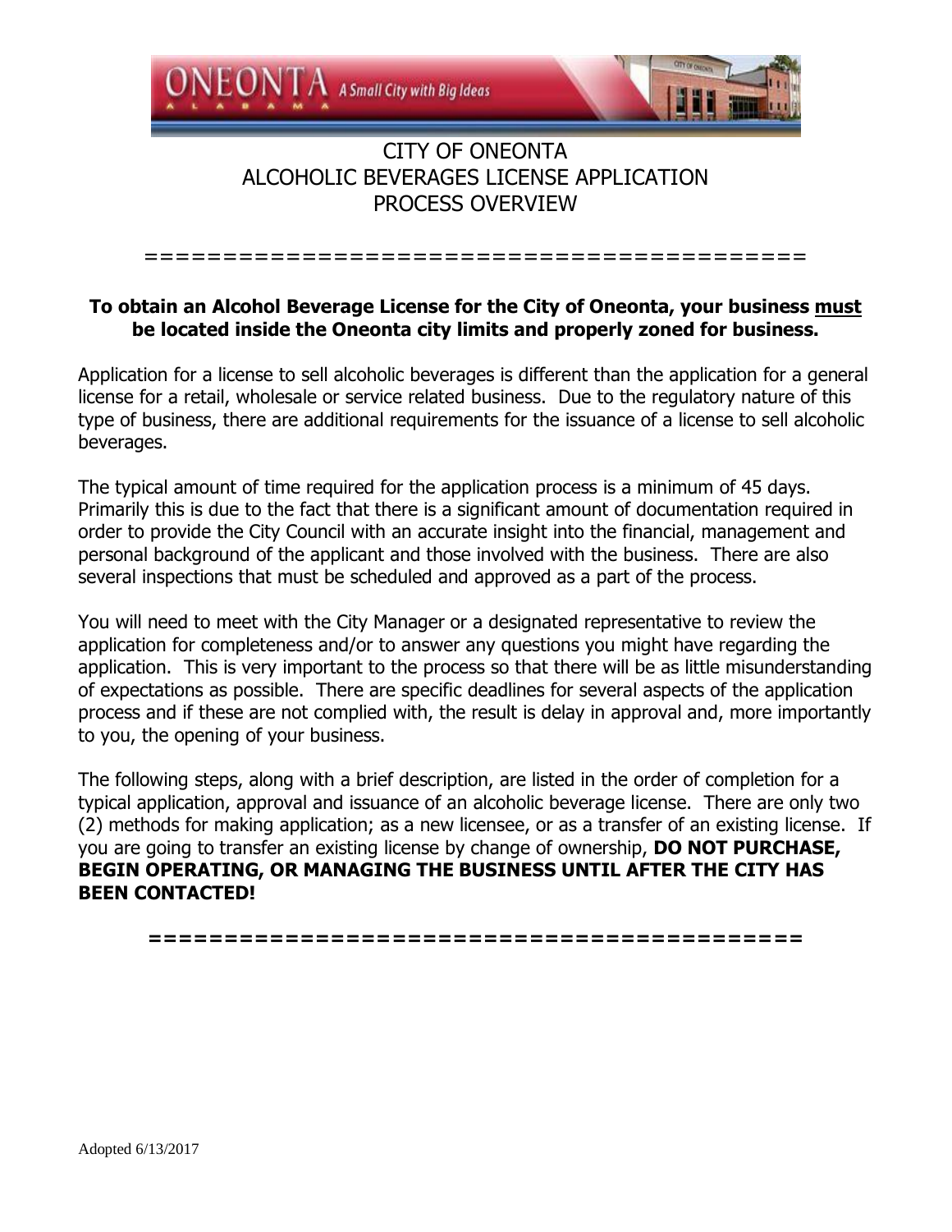# CITY OF ONEONTA
# ALCOHOLIC BEVERAGES LICENSE APPLICATION
# PROCESS OVERVIEW

==========================================

**To obtain an Alcohol Beverage License for the City of Oneonta, your business must be located inside the Oneonta city limits and properly zoned for business.**

Application for a license to sell alcoholic beverages is different than the application for a general license for a retail, wholesale or service related business. Due to the regulatory nature of this type of business, there are additional requirements for the issuance of a license to sell alcoholic beverages.

The typical amount of time required for the application process is a minimum of 45 days. Primarily this is due to the fact that there is a significant amount of documentation required in order to provide the City Council with an accurate insight into the financial, management and personal background of the applicant and those involved with the business. There are also several inspections that must be scheduled and approved as a part of the process.

You will need to meet with the City Manager or a designated representative to review the application for completeness and/or to answer any questions you might have regarding the application. This is very important to the process so that there will be as little misunderstanding of expectations as possible. There are specific deadlines for several aspects of the application process and if these are not complied with, the result is delay in approval and, more importantly to you, the opening of your business.

The following steps, along with a brief description, are listed in the order of completion for a typical application, approval and issuance of an alcoholic beverage license. There are only two (2) methods for making application; as a new licensee, or as a transfer of an existing license. If you are going to transfer an existing license by change of ownership, **DO NOT PURCHASE, BEGIN OPERATING, OR MANAGING THE BUSINESS UNTIL AFTER THE CITY HAS BEEN CONTACTED!**

**==========================================**

Adopted 6/13/2017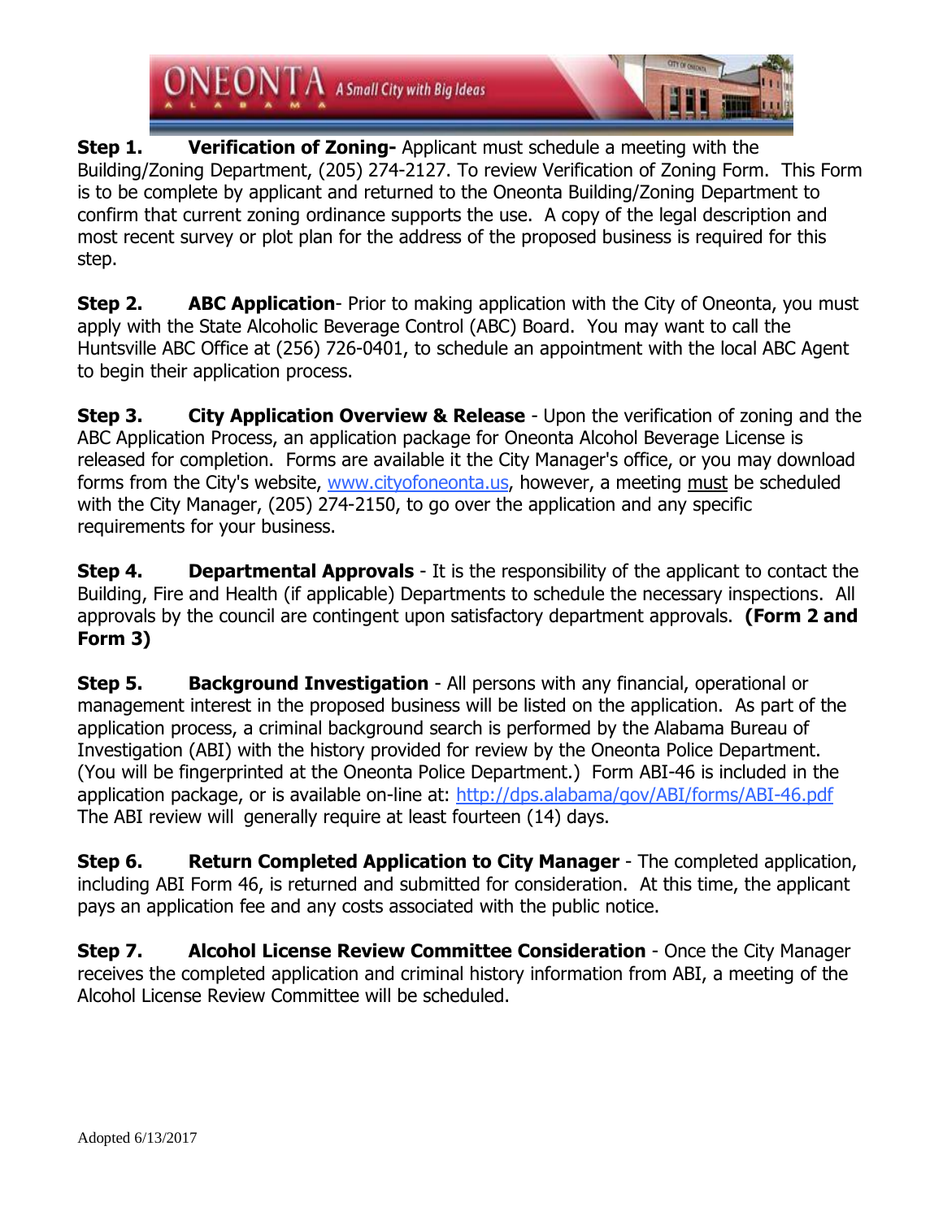**Step 1. Verification of Zoning-** Applicant must schedule a meeting with the Building/Zoning Department, (205) 274-2127. To review Verification of Zoning Form. This Form is to be complete by applicant and returned to the Oneonta Building/Zoning Department to confirm that current zoning ordinance supports the use. A copy of the legal description and most recent survey or plot plan for the address of the proposed business is required for this step.

**Step 2. ABC Application**- Prior to making application with the City of Oneonta, you must apply with the State Alcoholic Beverage Control (ABC) Board. You may want to call the Huntsville ABC Office at (256) 726-0401, to schedule an appointment with the local ABC Agent to begin their application process.

**Step 3. City Application Overview & Release** - Upon the verification of zoning and the ABC Application Process, an application package for Oneonta Alcohol Beverage License is released for completion. Forms are available it the City Manager's office, or you may download forms from the City's website, www.cityofoneonta.us, however, a meeting must be scheduled with the City Manager, (205) 274-2150, to go over the application and any specific requirements for your business.

**Step 4. Departmental Approvals** - It is the responsibility of the applicant to contact the Building, Fire and Health (if applicable) Departments to schedule the necessary inspections. All approvals by the council are contingent upon satisfactory department approvals. **(Form 2 and Form 3)**

**Step 5. Background Investigation** - All persons with any financial, operational or management interest in the proposed business will be listed on the application. As part of the application process, a criminal background search is performed by the Alabama Bureau of Investigation (ABI) with the history provided for review by the Oneonta Police Department. (You will be fingerprinted at the Oneonta Police Department.) Form ABI-46 is included in the application package, or is available on-line at: http://dps.alabama/gov/ABI/forms/ABI-46.pdf The ABI review will generally require at least fourteen (14) days.

**Step 6. Return Completed Application to City Manager** - The completed application, including ABI Form 46, is returned and submitted for consideration. At this time, the applicant pays an application fee and any costs associated with the public notice.

**Step 7. Alcohol License Review Committee Consideration** - Once the City Manager receives the completed application and criminal history information from ABI, a meeting of the Alcohol License Review Committee will be scheduled.

Adopted 6/13/2017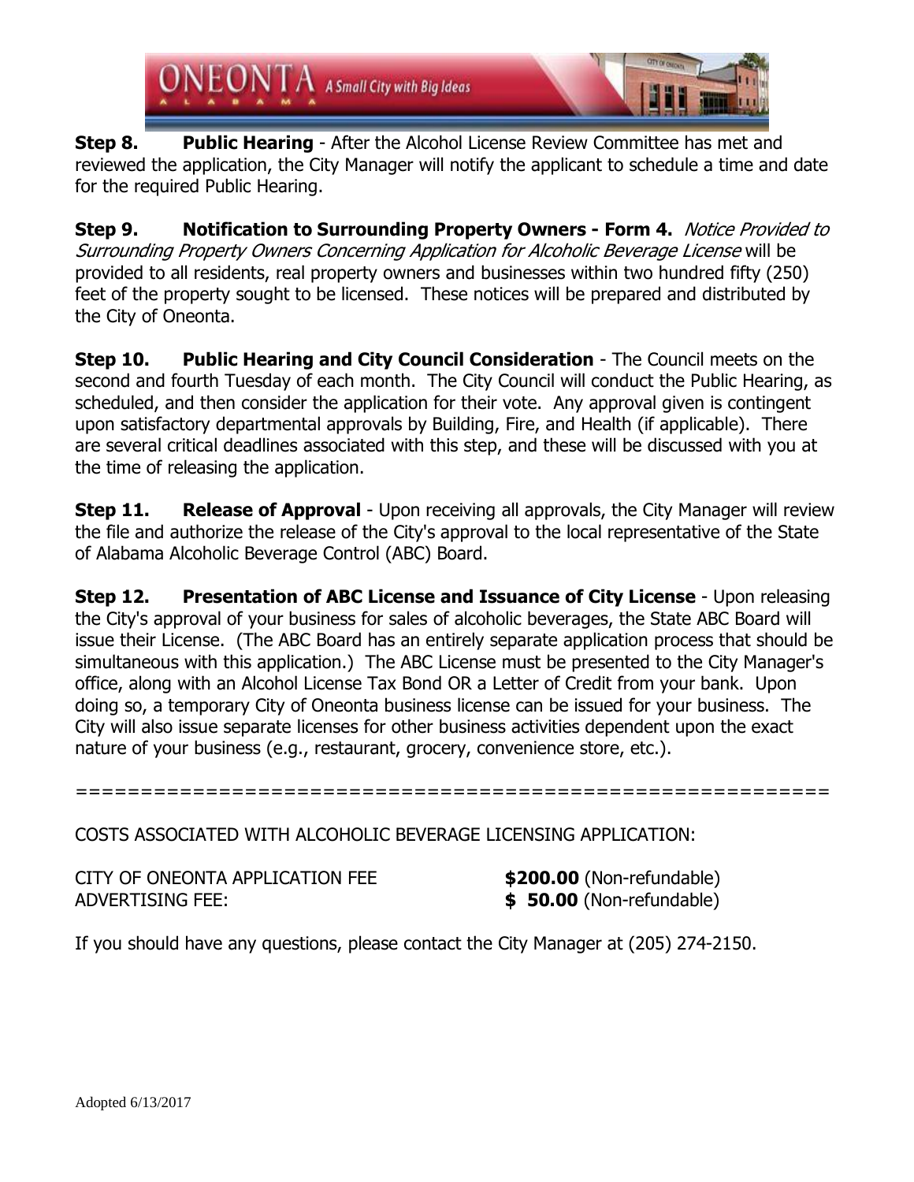**Step 8. Public Hearing** - After the Alcohol License Review Committee has met and reviewed the application, the City Manager will notify the applicant to schedule a time and date for the required Public Hearing.

**Step 9. Notification to Surrounding Property Owners - Form 4.** *Notice Provided to Surrounding Property Owners Concerning Application for Alcoholic Beverage License* will be provided to all residents, real property owners and businesses within two hundred fifty (250) feet of the property sought to be licensed. These notices will be prepared and distributed by the City of Oneonta.

**Step 10. Public Hearing and City Council Consideration** - The Council meets on the second and fourth Tuesday of each month. The City Council will conduct the Public Hearing, as scheduled, and then consider the application for their vote. Any approval given is contingent upon satisfactory departmental approvals by Building, Fire, and Health (if applicable). There are several critical deadlines associated with this step, and these will be discussed with you at the time of releasing the application.

**Step 11. Release of Approval** - Upon receiving all approvals, the City Manager will review the file and authorize the release of the City's approval to the local representative of the State of Alabama Alcoholic Beverage Control (ABC) Board.

**Step 12. Presentation of ABC License and Issuance of City License** - Upon releasing the City's approval of your business for sales of alcoholic beverages, the State ABC Board will issue their License. (The ABC Board has an entirely separate application process that should be simultaneous with this application.) The ABC License must be presented to the City Manager's office, along with an Alcohol License Tax Bond OR a Letter of Credit from your bank. Upon doing so, a temporary City of Oneonta business license can be issued for your business. The City will also issue separate licenses for other business activities dependent upon the exact nature of your business (e.g., restaurant, grocery, convenience store, etc.).

==========================================================

COSTS ASSOCIATED WITH ALCOHOLIC BEVERAGE LICENSING APPLICATION:

| | |
|---|---|
| CITY OF ONEONTA APPLICATION FEE | **$200.00** (Non-refundable) |
| ADVERTISING FEE: | **$ 50.00** (Non-refundable) |

If you should have any questions, please contact the City Manager at (205) 274-2150.

Adopted 6/13/2017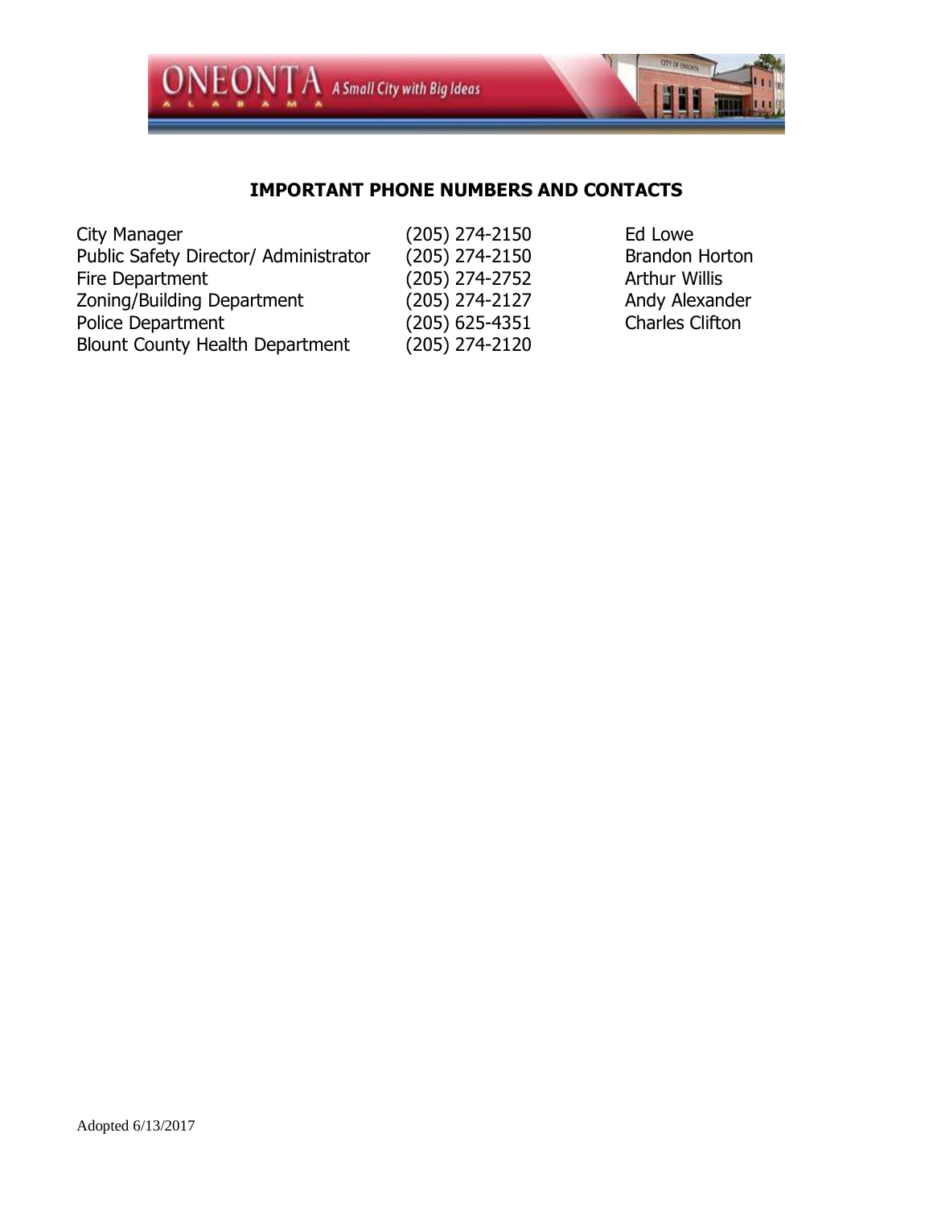## IMPORTANT PHONE NUMBERS AND CONTACTS

| | | |
|---|---|---|
| City Manager | (205) 274-2150 | Ed Lowe |
| Public Safety Director/ Administrator | (205) 274-2150 | Brandon Horton |
| Fire Department | (205) 274-2752 | Arthur Willis |
| Zoning/Building Department | (205) 274-2127 | Andy Alexander |
| Police Department | (205) 625-4351 | Charles Clifton |
| Blount County Health Department | (205) 274-2120 | |

Adopted 6/13/2017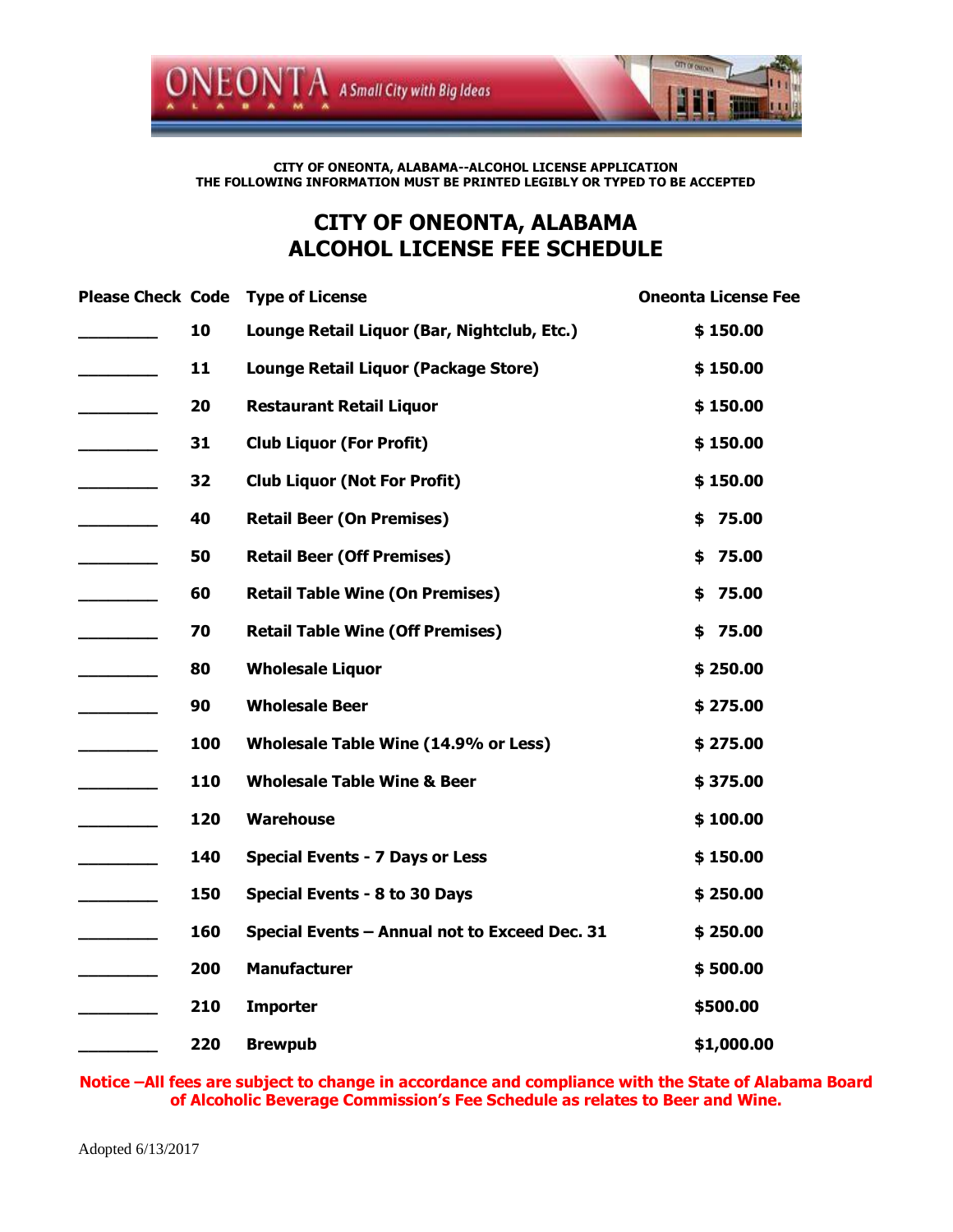ONEONTA ALABAMA A Small City with Big Ideas

**CITY OF ONEONTA, ALABAMA--ALCOHOL LICENSE APPLICATION**
**THE FOLLOWING INFORMATION MUST BE PRINTED LEGIBLY OR TYPED TO BE ACCEPTED**

# CITY OF ONEONTA, ALABAMA
# ALCOHOL LICENSE FEE SCHEDULE

| Please Check | Code | Type of License | Oneonta License Fee |
|---|---|---|---|
| ________ | 10 | Lounge Retail Liquor (Bar, Nightclub, Etc.) | $ 150.00 |
| ________ | 11 | Lounge Retail Liquor (Package Store) | $ 150.00 |
| ________ | 20 | Restaurant Retail Liquor | $ 150.00 |
| ________ | 31 | Club Liquor (For Profit) | $ 150.00 |
| ________ | 32 | Club Liquor (Not For Profit) | $ 150.00 |
| ________ | 40 | Retail Beer (On Premises) | $ 75.00 |
| ________ | 50 | Retail Beer (Off Premises) | $ 75.00 |
| ________ | 60 | Retail Table Wine (On Premises) | $ 75.00 |
| ________ | 70 | Retail Table Wine (Off Premises) | $ 75.00 |
| ________ | 80 | Wholesale Liquor | $ 250.00 |
| ________ | 90 | Wholesale Beer | $ 275.00 |
| ________ | 100 | Wholesale Table Wine (14.9% or Less) | $ 275.00 |
| ________ | 110 | Wholesale Table Wine & Beer | $ 375.00 |
| ________ | 120 | Warehouse | $ 100.00 |
| ________ | 140 | Special Events - 7 Days or Less | $ 150.00 |
| ________ | 150 | Special Events - 8 to 30 Days | $ 250.00 |
| ________ | 160 | Special Events – Annual not to Exceed Dec. 31 | $ 250.00 |
| ________ | 200 | Manufacturer | $ 500.00 |
| ________ | 210 | Importer | $500.00 |
| ________ | 220 | Brewpub | $1,000.00 |

**Notice –All fees are subject to change in accordance and compliance with the State of Alabama Board of Alcoholic Beverage Commission's Fee Schedule as relates to Beer and Wine.**

Adopted 6/13/2017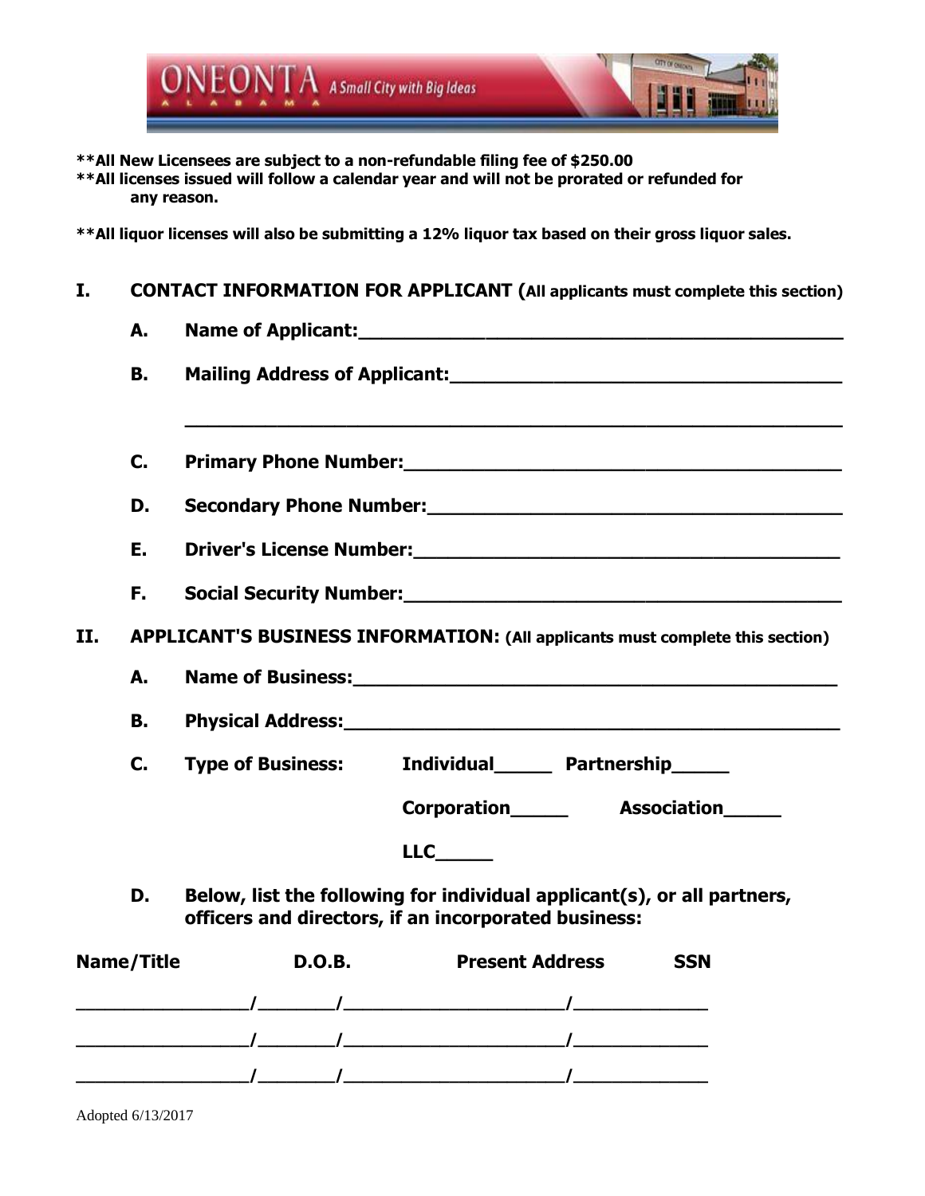ONEONTA ALABAMA A Small City with Big Ideas

**\*\*All New Licensees are subject to a non-refundable filing fee of $250.00**
**\*\*All licenses issued will follow a calendar year and will not be prorated or refunded for any reason.**

**\*\*All liquor licenses will also be submitting a 12% liquor tax based on their gross liquor sales.**

## I. CONTACT INFORMATION FOR APPLICANT (All applicants must complete this section)

**A. Name of Applicant:**______________________________________________

**B. Mailing Address of Applicant:**______________________________________

______________________________________________________________

**C. Primary Phone Number:**___________________________________________

**D. Secondary Phone Number:**_________________________________________

**E. Driver's License Number:**_________________________________________

**F. Social Security Number:**__________________________________________

## II. APPLICANT'S BUSINESS INFORMATION: (All applicants must complete this section)

**A. Name of Business:**_______________________________________________

**B. Physical Address:**_______________________________________________

**C. Type of Business:** Individual_____ Partnership_____

Corporation_____ Association_____

LLC_____

**D. Below, list the following for individual applicant(s), or all partners, officers and directors, if an incorporated business:**

| Name/Title | D.O.B. | Present Address | SSN |
|---|---|---|---|
| ________________ | _______ | ____________________ | ____________ |
| ________________ | _______ | ____________________ | ____________ |
| ________________ | _______ | ____________________ | ____________ |

Adopted 6/13/2017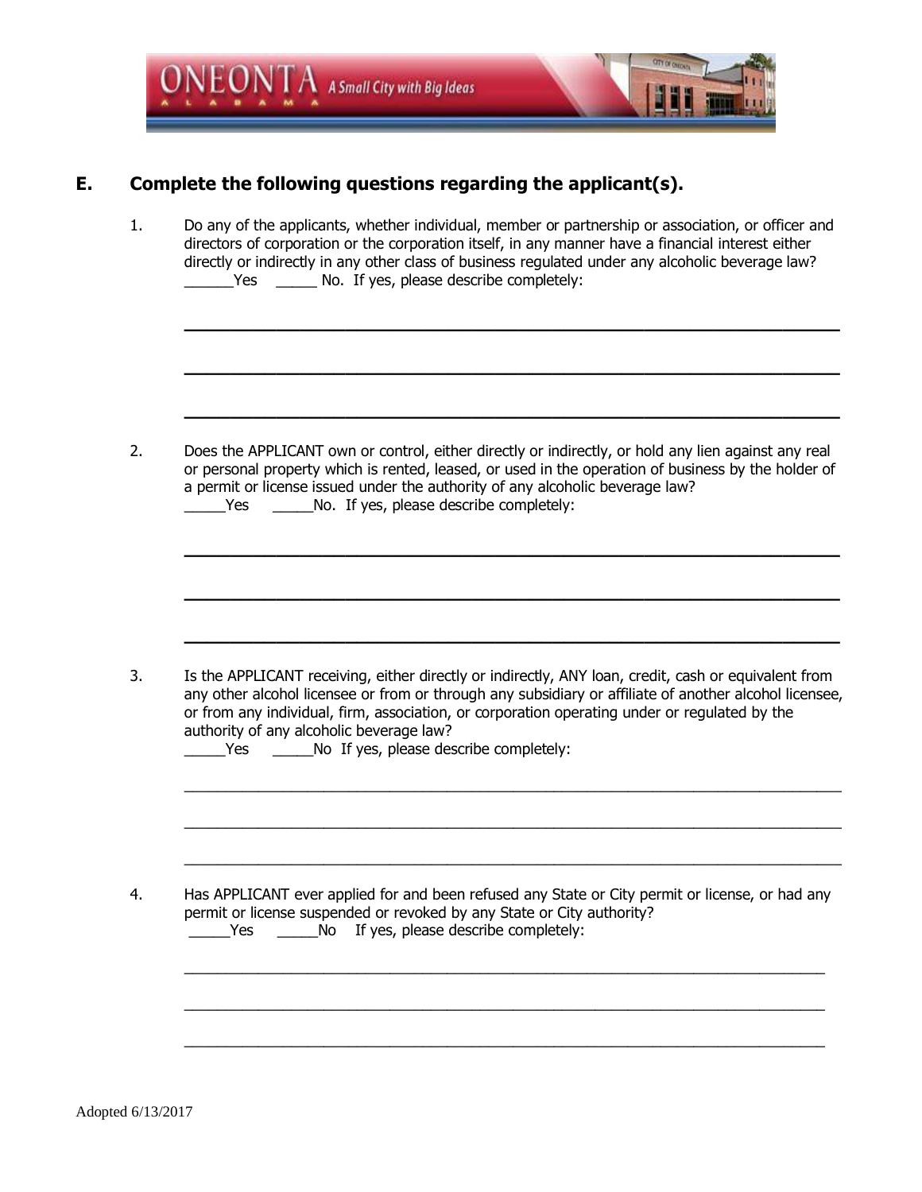## E. Complete the following questions regarding the applicant(s).

1. Do any of the applicants, whether individual, member or partnership or association, or officer and directors of corporation or the corporation itself, in any manner have a financial interest either directly or indirectly in any other class of business regulated under any alcoholic beverage law? ______Yes _____ No. If yes, please describe completely:

   ___________________________________________________________________________

   ___________________________________________________________________________

   ___________________________________________________________________________

2. Does the APPLICANT own or control, either directly or indirectly, or hold any lien against any real or personal property which is rented, leased, or used in the operation of business by the holder of a permit or license issued under the authority of any alcoholic beverage law? _____Yes _____No. If yes, please describe completely:

   ___________________________________________________________________________

   ___________________________________________________________________________

   ___________________________________________________________________________

3. Is the APPLICANT receiving, either directly or indirectly, ANY loan, credit, cash or equivalent from any other alcohol licensee or from or through any subsidiary or affiliate of another alcohol licensee, or from any individual, firm, association, or corporation operating under or regulated by the authority of any alcoholic beverage law? _____Yes _____No If yes, please describe completely:

   ___________________________________________________________________________

   ___________________________________________________________________________

   ___________________________________________________________________________

4. Has APPLICANT ever applied for and been refused any State or City permit or license, or had any permit or license suspended or revoked by any State or City authority? _____Yes _____No If yes, please describe completely:

   ___________________________________________________________________________

   ___________________________________________________________________________

   ___________________________________________________________________________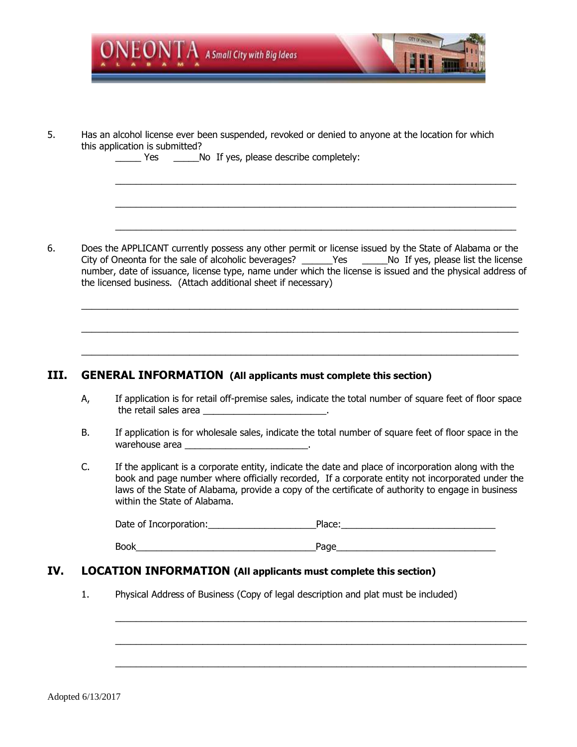5. Has an alcohol license ever been suspended, revoked or denied to anyone at the location for which this application is submitted?

   _____ Yes     _____No  If yes, please describe completely:

   ________________________________________________________________________________

   ________________________________________________________________________________

   ________________________________________________________________________________

6. Does the APPLICANT currently possess any other permit or license issued by the State of Alabama or the City of Oneonta for the sale of alcoholic beverages? ______Yes     _____No  If yes, please list the license number, date of issuance, license type, name under which the license is issued and the physical address of the licensed business. (Attach additional sheet if necessary)

   ________________________________________________________________________________

   ________________________________________________________________________________

   ________________________________________________________________________________

## III. GENERAL INFORMATION (All applicants must complete this section)

A, If application is for retail off-premise sales, indicate the total number of square feet of floor space the retail sales area ________________________.

B. If application is for wholesale sales, indicate the total number of square feet of floor space in the warehouse area ________________________.

C. If the applicant is a corporate entity, indicate the date and place of incorporation along with the book and page number where officially recorded, If a corporate entity not incorporated under the laws of the State of Alabama, provide a copy of the certificate of authority to engage in business within the State of Alabama.

   Date of Incorporation:____________________Place:_____________________________

   Book_________________________________Page______________________________

## IV. LOCATION INFORMATION (All applicants must complete this section)

1. Physical Address of Business (Copy of legal description and plat must be included)

   ________________________________________________________________________________

   ________________________________________________________________________________

   ________________________________________________________________________________

Adopted 6/13/2017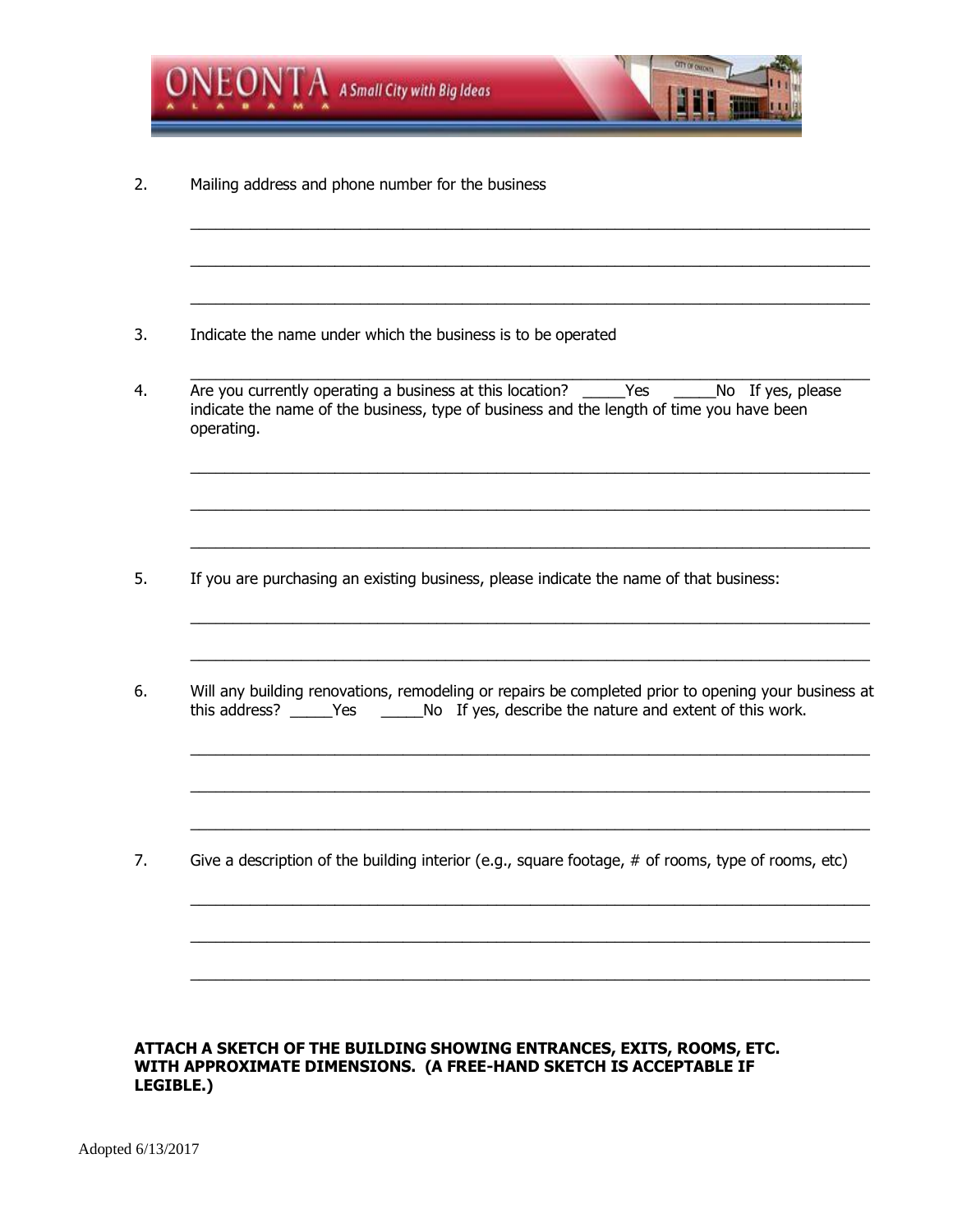2. Mailing address and phone number for the business

_______________________________________________________________________________

_______________________________________________________________________________

_______________________________________________________________________________

3. Indicate the name under which the business is to be operated

_______________________________________________________________________________

4. Are you currently operating a business at this location? _____Yes _____No If yes, please indicate the name of the business, type of business and the length of time you have been operating.

_______________________________________________________________________________

_______________________________________________________________________________

_______________________________________________________________________________

5. If you are purchasing an existing business, please indicate the name of that business:

_______________________________________________________________________________

_______________________________________________________________________________

6. Will any building renovations, remodeling or repairs be completed prior to opening your business at this address? _____Yes _____No If yes, describe the nature and extent of this work.

_______________________________________________________________________________

_______________________________________________________________________________

_______________________________________________________________________________

7. Give a description of the building interior (e.g., square footage, # of rooms, type of rooms, etc)

_______________________________________________________________________________

_______________________________________________________________________________

_______________________________________________________________________________

**ATTACH A SKETCH OF THE BUILDING SHOWING ENTRANCES, EXITS, ROOMS, ETC. WITH APPROXIMATE DIMENSIONS. (A FREE-HAND SKETCH IS ACCEPTABLE IF LEGIBLE.)**

Adopted 6/13/2017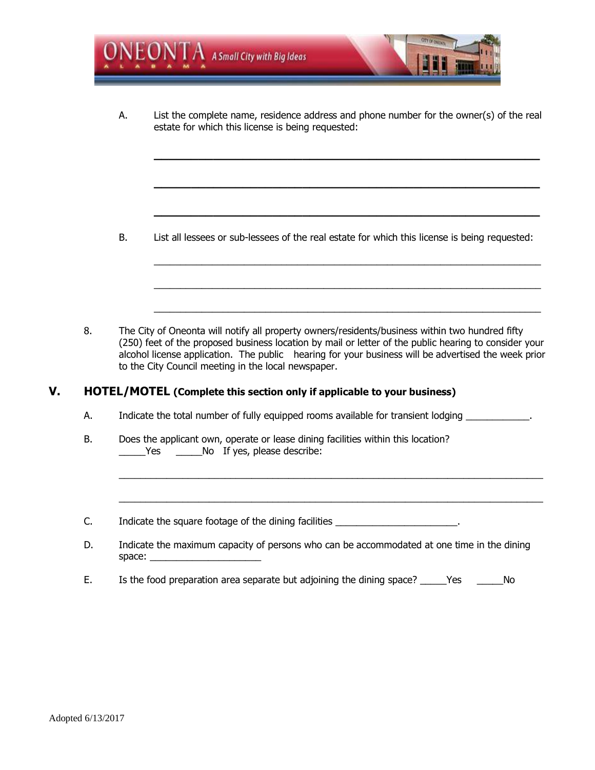A. List the complete name, residence address and phone number for the owner(s) of the real estate for which this license is being requested:

____________________________________________________________

____________________________________________________________

____________________________________________________________

B. List all lessees or sub-lessees of the real estate for which this license is being requested:

____________________________________________________________

____________________________________________________________

____________________________________________________________

8. The City of Oneonta will notify all property owners/residents/business within two hundred fifty (250) feet of the proposed business location by mail or letter of the public hearing to consider your alcohol license application. The public hearing for your business will be advertised the week prior to the City Council meeting in the local newspaper.

## V. HOTEL/MOTEL (Complete this section only if applicable to your business)

A. Indicate the total number of fully equipped rooms available for transient lodging ____________.

B. Does the applicant own, operate or lease dining facilities within this location?
_____Yes _____No If yes, please describe:

____________________________________________________________

____________________________________________________________

C. Indicate the square footage of the dining facilities _______________________.

D. Indicate the maximum capacity of persons who can be accommodated at one time in the dining space: _____________________

E. Is the food preparation area separate but adjoining the dining space? _____Yes _____No

Adopted 6/13/2017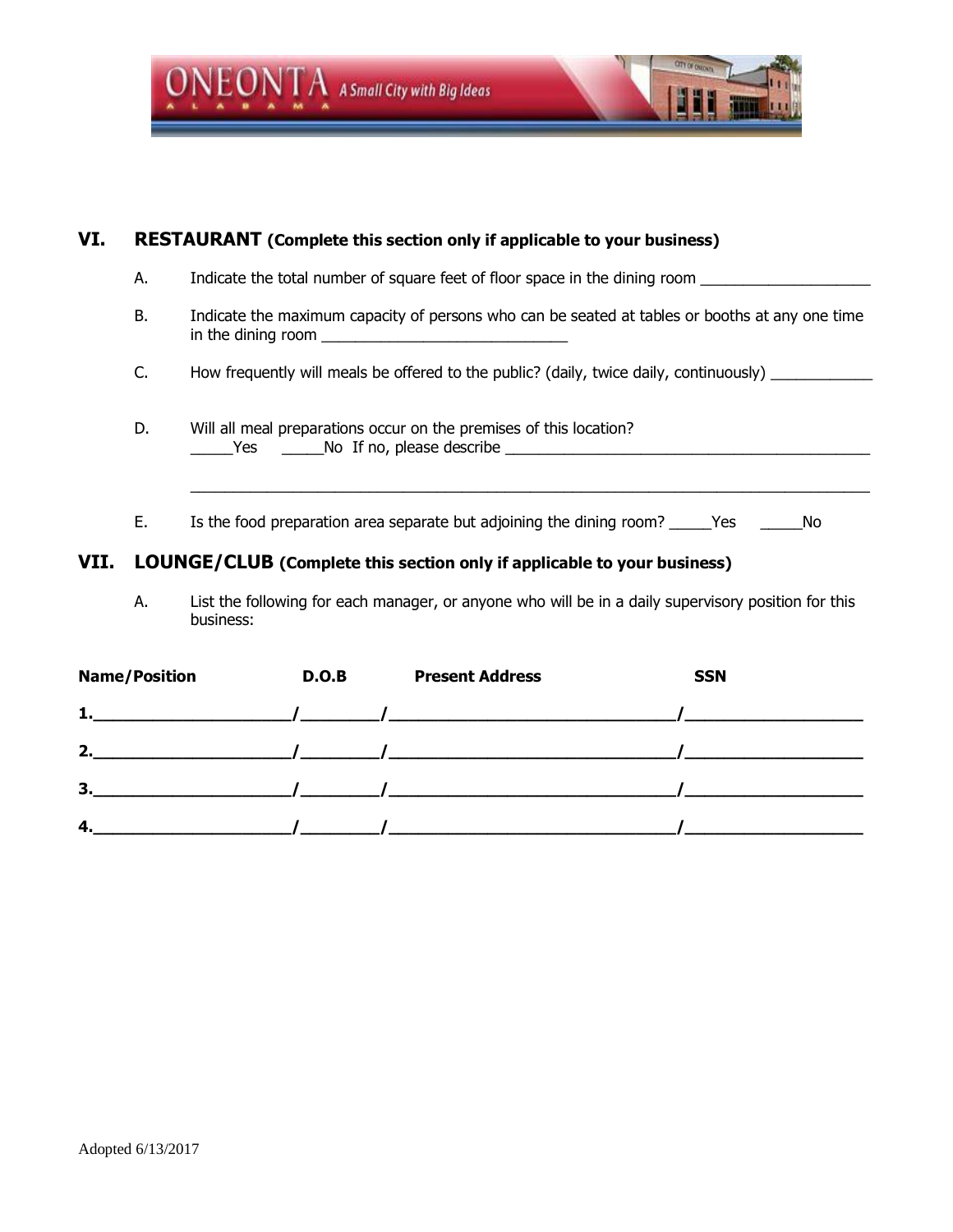## VI. RESTAURANT (Complete this section only if applicable to your business)

A. Indicate the total number of square feet of floor space in the dining room ____________________

B. Indicate the maximum capacity of persons who can be seated at tables or booths at any one time in the dining room _____________________________

C. How frequently will meals be offered to the public? (daily, twice daily, continuously) ____________

D. Will all meal preparations occur on the premises of this location?
_____Yes _____No If no, please describe ____________________________________________

________________________________________________________________________________

E. Is the food preparation area separate but adjoining the dining room? _____Yes _____No

## VII. LOUNGE/CLUB (Complete this section only if applicable to your business)

A. List the following for each manager, or anyone who will be in a daily supervisory position for this business:

| Name/Position | D.O.B | Present Address | SSN |
|---|---|---|---|
| 1.____________________ | ________ | ______________________________ | __________________ |
| 2.____________________ | ________ | ______________________________ | __________________ |
| 3.____________________ | ________ | ______________________________ | __________________ |
| 4.____________________ | ________ | ______________________________ | __________________ |

Adopted 6/13/2017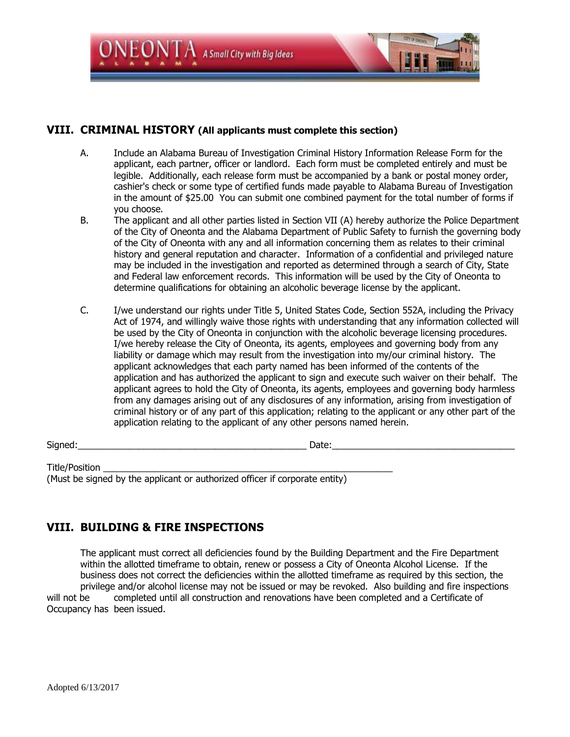## VIII. CRIMINAL HISTORY (All applicants must complete this section)

A. Include an Alabama Bureau of Investigation Criminal History Information Release Form for the applicant, each partner, officer or landlord. Each form must be completed entirely and must be legible. Additionally, each release form must be accompanied by a bank or postal money order, cashier's check or some type of certified funds made payable to Alabama Bureau of Investigation in the amount of $25.00 You can submit one combined payment for the total number of forms if you choose.

B. The applicant and all other parties listed in Section VII (A) hereby authorize the Police Department of the City of Oneonta and the Alabama Department of Public Safety to furnish the governing body of the City of Oneonta with any and all information concerning them as relates to their criminal history and general reputation and character. Information of a confidential and privileged nature may be included in the investigation and reported as determined through a search of City, State and Federal law enforcement records. This information will be used by the City of Oneonta to determine qualifications for obtaining an alcoholic beverage license by the applicant.

C. I/we understand our rights under Title 5, United States Code, Section 552A, including the Privacy Act of 1974, and willingly waive those rights with understanding that any information collected will be used by the City of Oneonta in conjunction with the alcoholic beverage licensing procedures. I/we hereby release the City of Oneonta, its agents, employees and governing body from any liability or damage which may result from the investigation into my/our criminal history. The applicant acknowledges that each party named has been informed of the contents of the application and has authorized the applicant to sign and execute such waiver on their behalf. The applicant agrees to hold the City of Oneonta, its agents, employees and governing body harmless from any damages arising out of any disclosures of any information, arising from investigation of criminal history or of any part of this application; relating to the applicant or any other part of the application relating to the applicant of any other persons named herein.

Signed:_______________________________________________ Date:_____________________________________

Title/Position ___________________________________________________________
(Must be signed by the applicant or authorized officer if corporate entity)

## VIII. BUILDING & FIRE INSPECTIONS

The applicant must correct all deficiencies found by the Building Department and the Fire Department within the allotted timeframe to obtain, renew or possess a City of Oneonta Alcohol License. If the business does not correct the deficiencies within the allotted timeframe as required by this section, the privilege and/or alcohol license may not be issued or may be revoked. Also building and fire inspections will not be completed until all construction and renovations have been completed and a Certificate of Occupancy has been issued.

Adopted 6/13/2017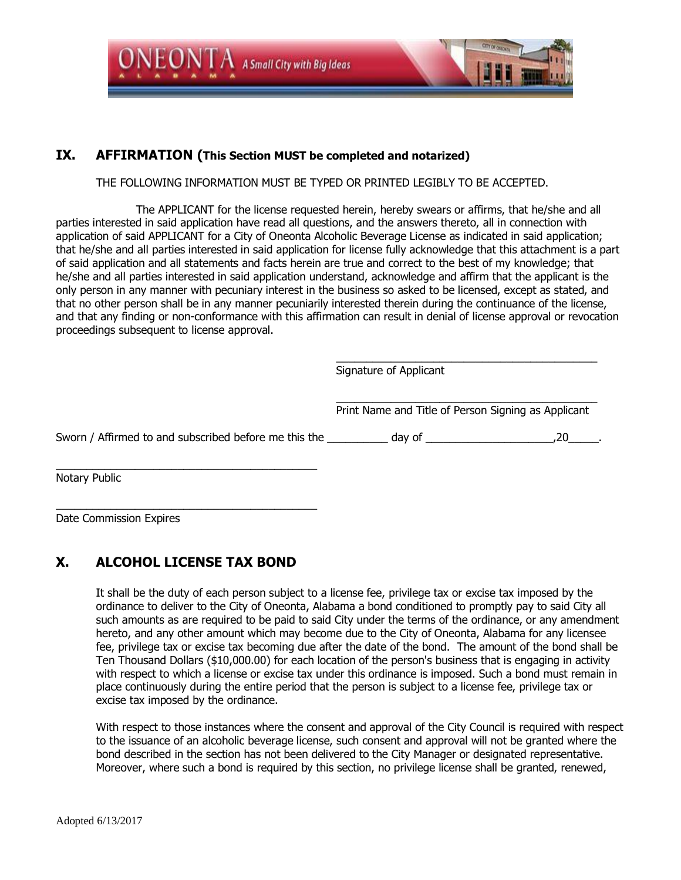## IX. AFFIRMATION (This Section MUST be completed and notarized)

THE FOLLOWING INFORMATION MUST BE TYPED OR PRINTED LEGIBLY TO BE ACCEPTED.

The APPLICANT for the license requested herein, hereby swears or affirms, that he/she and all parties interested in said application have read all questions, and the answers thereto, all in connection with application of said APPLICANT for a City of Oneonta Alcoholic Beverage License as indicated in said application; that he/she and all parties interested in said application for license fully acknowledge that this attachment is a part of said application and all statements and facts herein are true and correct to the best of my knowledge; that he/she and all parties interested in said application understand, acknowledge and affirm that the applicant is the only person in any manner with pecuniary interest in the business so asked to be licensed, except as stated, and that no other person shall be in any manner pecuniarily interested therein during the continuance of the license, and that any finding or non-conformance with this affirmation can result in denial of license approval or revocation proceedings subsequent to license approval.

_____________________________________________
Signature of Applicant

_____________________________________________
Print Name and Title of Person Signing as Applicant

Sworn / Affirmed to and subscribed before me this the __________ day of ____________________,20_____.

_____________________________________________
Notary Public

_____________________________________________
Date Commission Expires

## X. ALCOHOL LICENSE TAX BOND

It shall be the duty of each person subject to a license fee, privilege tax or excise tax imposed by the ordinance to deliver to the City of Oneonta, Alabama a bond conditioned to promptly pay to said City all such amounts as are required to be paid to said City under the terms of the ordinance, or any amendment hereto, and any other amount which may become due to the City of Oneonta, Alabama for any licensee fee, privilege tax or excise tax becoming due after the date of the bond. The amount of the bond shall be Ten Thousand Dollars ($10,000.00) for each location of the person's business that is engaging in activity with respect to which a license or excise tax under this ordinance is imposed. Such a bond must remain in place continuously during the entire period that the person is subject to a license fee, privilege tax or excise tax imposed by the ordinance.

With respect to those instances where the consent and approval of the City Council is required with respect to the issuance of an alcoholic beverage license, such consent and approval will not be granted where the bond described in the section has not been delivered to the City Manager or designated representative. Moreover, where such a bond is required by this section, no privilege license shall be granted, renewed,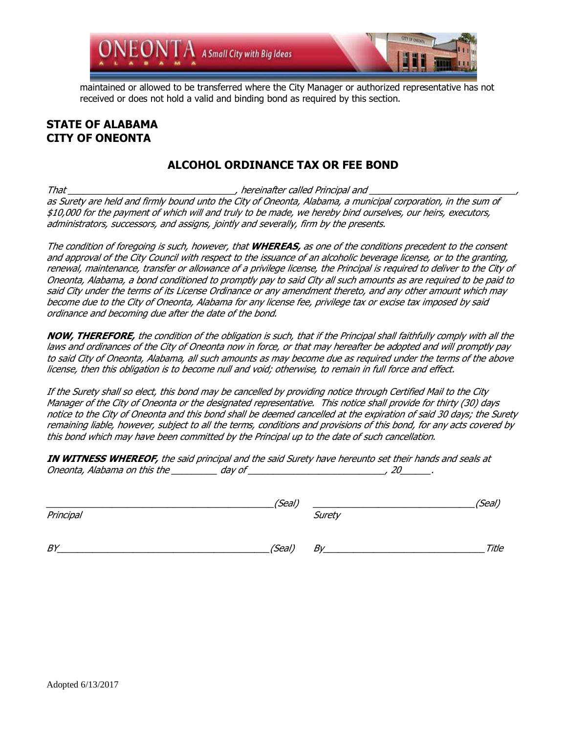maintained or allowed to be transferred where the City Manager or authorized representative has not received or does not hold a valid and binding bond as required by this section.

**STATE OF ALABAMA**
**CITY OF ONEONTA**

## ALCOHOL ORDINANCE TAX OR FEE BOND

*That \_\_\_\_\_\_\_\_\_\_\_\_\_\_\_\_\_\_\_\_\_\_\_\_\_\_\_\_\_\_\_\_, hereinafter called Principal and \_\_\_\_\_\_\_\_\_\_\_\_\_\_\_\_\_\_\_\_\_\_\_\_\_\_\_\_, as Surety are held and firmly bound unto the City of Oneonta, Alabama, a municipal corporation, in the sum of $10,000 for the payment of which will and truly to be made, we hereby bind ourselves, our heirs, executors, administrators, successors, and assigns, jointly and severally, firm by the presents.*

*The condition of foregoing is such, however, that **WHEREAS,** as one of the conditions precedent to the consent and approval of the City Council with respect to the issuance of an alcoholic beverage license, or to the granting, renewal, maintenance, transfer or allowance of a privilege license, the Principal is required to deliver to the City of Oneonta, Alabama, a bond conditioned to promptly pay to said City all such amounts as are required to be paid to said City under the terms of its License Ordinance or any amendment thereto, and any other amount which may become due to the City of Oneonta, Alabama for any license fee, privilege tax or excise tax imposed by said ordinance and becoming due after the date of the bond.*

***NOW, THEREFORE,** the condition of the obligation is such, that if the Principal shall faithfully comply with all the laws and ordinances of the City of Oneonta now in force, or that may hereafter be adopted and will promptly pay to said City of Oneonta, Alabama, all such amounts as may become due as required under the terms of the above license, then this obligation is to become null and void; otherwise, to remain in full force and effect.*

*If the Surety shall so elect, this bond may be cancelled by providing notice through Certified Mail to the City Manager of the City of Oneonta or the designated representative. This notice shall provide for thirty (30) days notice to the City of Oneonta and this bond shall be deemed cancelled at the expiration of said 30 days; the Surety remaining liable, however, subject to all the terms, conditions and provisions of this bond, for any acts covered by this bond which may have been committed by the Principal up to the date of such cancellation.*

***IN WITNESS WHEREOF,** the said principal and the said Surety have hereunto set their hands and seals at Oneonta, Alabama on this the \_\_\_\_\_\_\_\_\_ day of \_\_\_\_\_\_\_\_\_\_\_\_\_\_\_\_\_\_\_\_\_\_\_\_\_\_\_, 20\_\_\_\_\_\_.*

| | |
|---|---|
| \_\_\_\_\_\_\_\_\_\_\_\_\_\_\_\_\_\_\_\_\_\_\_\_\_\_\_\_\_\_\_\_\_\_\_\_\_\_\_\_*(Seal)* | \_\_\_\_\_\_\_\_\_\_\_\_\_\_\_\_\_\_\_\_\_\_\_\_\_\_\_\_\_\_\_\_*(Seal)* |
| *Principal* | *Surety* |
| *BY*\_\_\_\_\_\_\_\_\_\_\_\_\_\_\_\_\_\_\_\_\_\_\_\_\_\_\_\_\_\_\_\_\_\_\_\_\_\_\_*(Seal)* | *By*\_\_\_\_\_\_\_\_\_\_\_\_\_\_\_\_\_\_\_\_\_\_\_\_\_\_\_\_\_\_\_\_*Title* |

Adopted 6/13/2017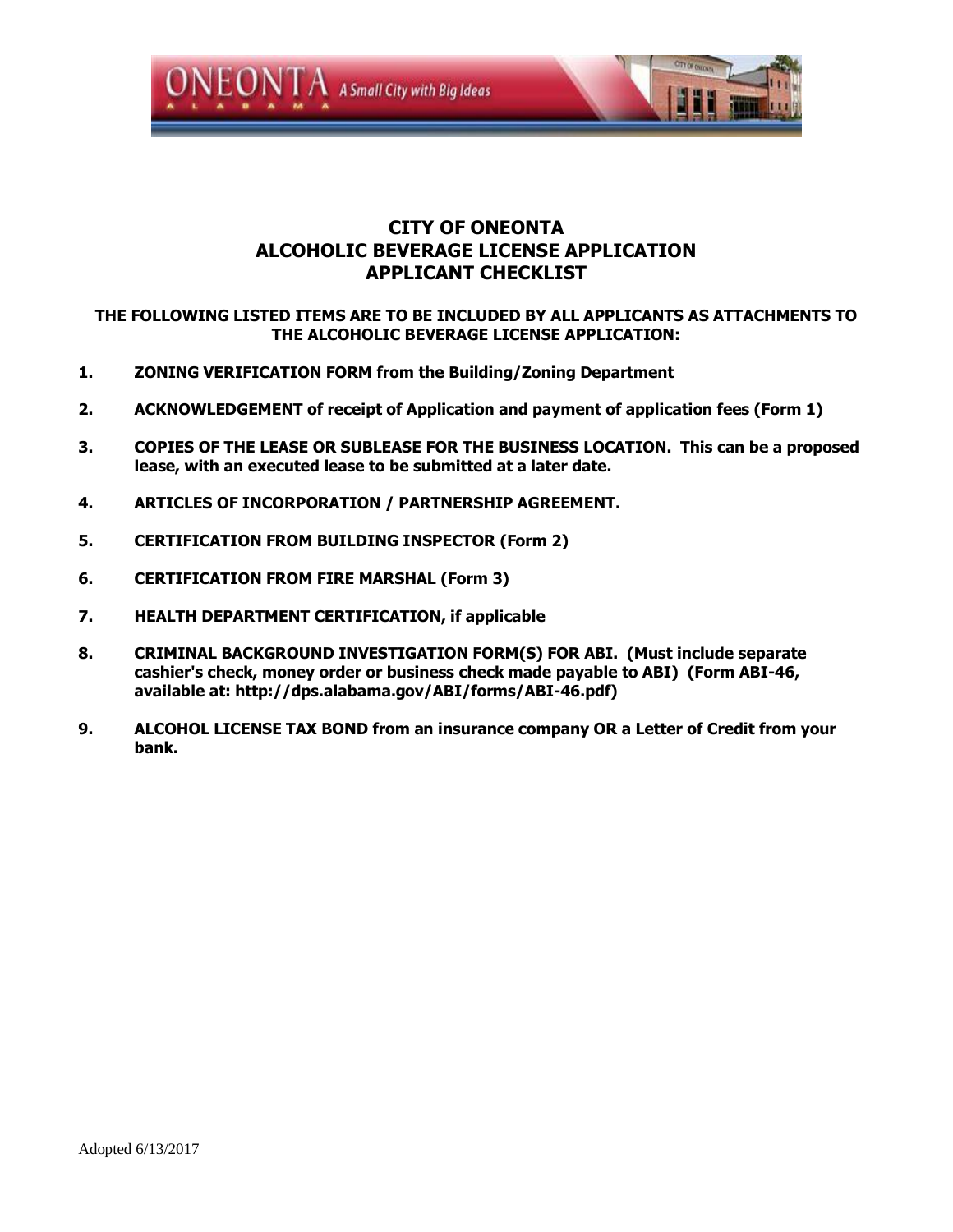# CITY OF ONEONTA
# ALCOHOLIC BEVERAGE LICENSE APPLICATION
# APPLICANT CHECKLIST

**THE FOLLOWING LISTED ITEMS ARE TO BE INCLUDED BY ALL APPLICANTS AS ATTACHMENTS TO THE ALCOHOLIC BEVERAGE LICENSE APPLICATION:**

1. **ZONING VERIFICATION FORM from the Building/Zoning Department**
2. **ACKNOWLEDGEMENT of receipt of Application and payment of application fees (Form 1)**
3. **COPIES OF THE LEASE OR SUBLEASE FOR THE BUSINESS LOCATION. This can be a proposed lease, with an executed lease to be submitted at a later date.**
4. **ARTICLES OF INCORPORATION / PARTNERSHIP AGREEMENT.**
5. **CERTIFICATION FROM BUILDING INSPECTOR (Form 2)**
6. **CERTIFICATION FROM FIRE MARSHAL (Form 3)**
7. **HEALTH DEPARTMENT CERTIFICATION, if applicable**
8. **CRIMINAL BACKGROUND INVESTIGATION FORM(S) FOR ABI. (Must include separate cashier's check, money order or business check made payable to ABI) (Form ABI-46, available at: http://dps.alabama.gov/ABI/forms/ABI-46.pdf)**
9. **ALCOHOL LICENSE TAX BOND from an insurance company OR a Letter of Credit from your bank.**

Adopted 6/13/2017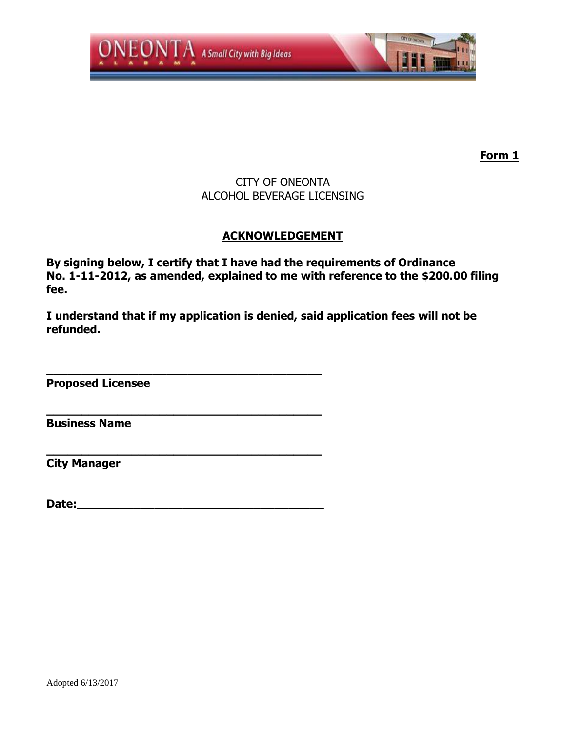**Form 1**

CITY OF ONEONTA
ALCOHOL BEVERAGE LICENSING

## ACKNOWLEDGEMENT

**By signing below, I certify that I have had the requirements of Ordinance No. 1-11-2012, as amended, explained to me with reference to the $200.00 filing fee.**

**I understand that if my application is denied, said application fees will not be refunded.**

**______________________________________**
**Proposed Licensee**

**______________________________________**
**Business Name**

**______________________________________**
**City Manager**

**Date:_________________________________**

Adopted 6/13/2017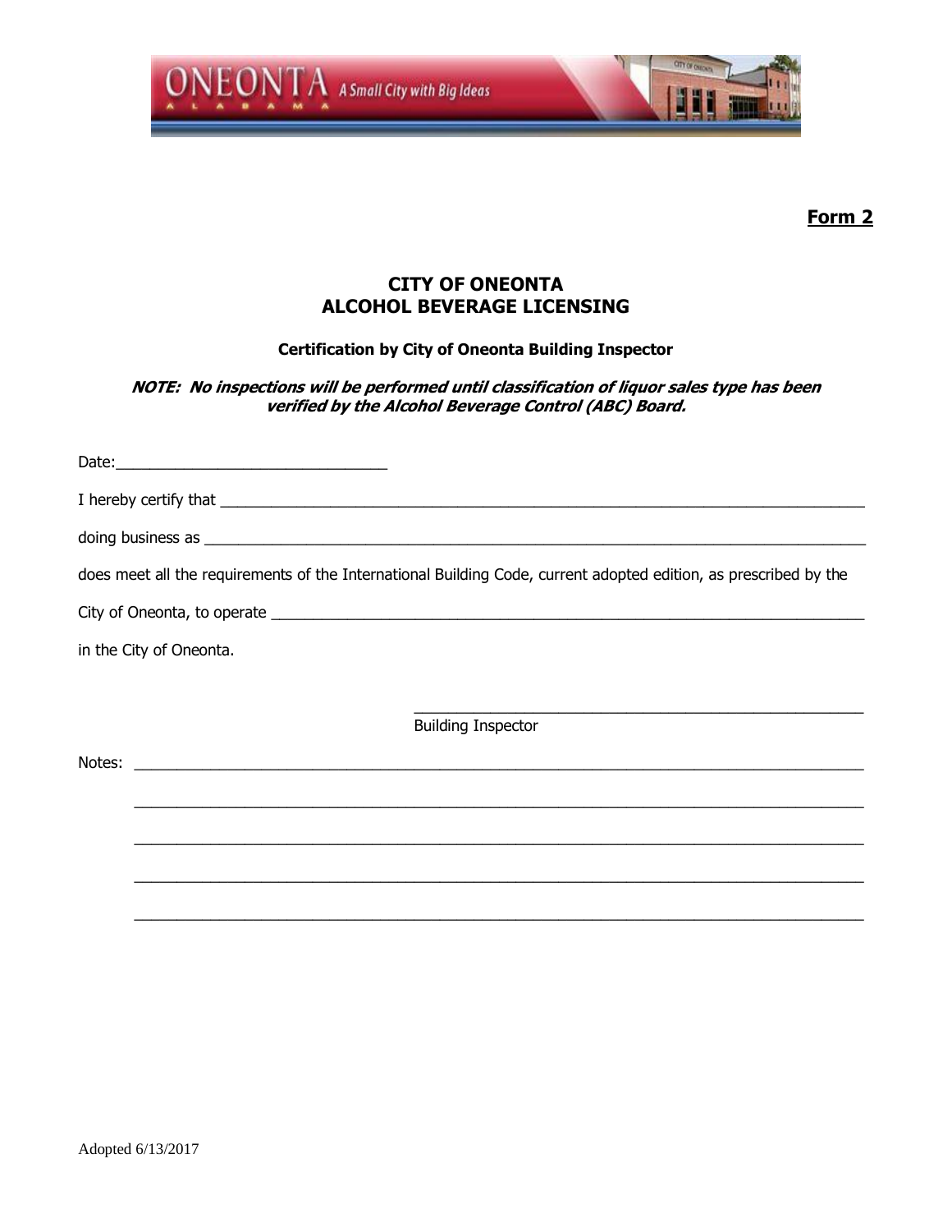**Form 2**

# CITY OF ONEONTA
# ALCOHOL BEVERAGE LICENSING

### Certification by City of Oneonta Building Inspector

***NOTE: No inspections will be performed until classification of liquor sales type has been verified by the Alcohol Beverage Control (ABC) Board.***

Date:_______________________________

I hereby certify that ___________________________________________________________________________

doing business as ______________________________________________________________________________

does meet all the requirements of the International Building Code, current adopted edition, as prescribed by the

City of Oneonta, to operate ____________________________________________________________________

in the City of Oneonta.

_____________________________________________________

Building Inspector

Notes: _____________________________________________________________________________________

_____________________________________________________________________________________

_____________________________________________________________________________________

_____________________________________________________________________________________

_____________________________________________________________________________________

Adopted 6/13/2017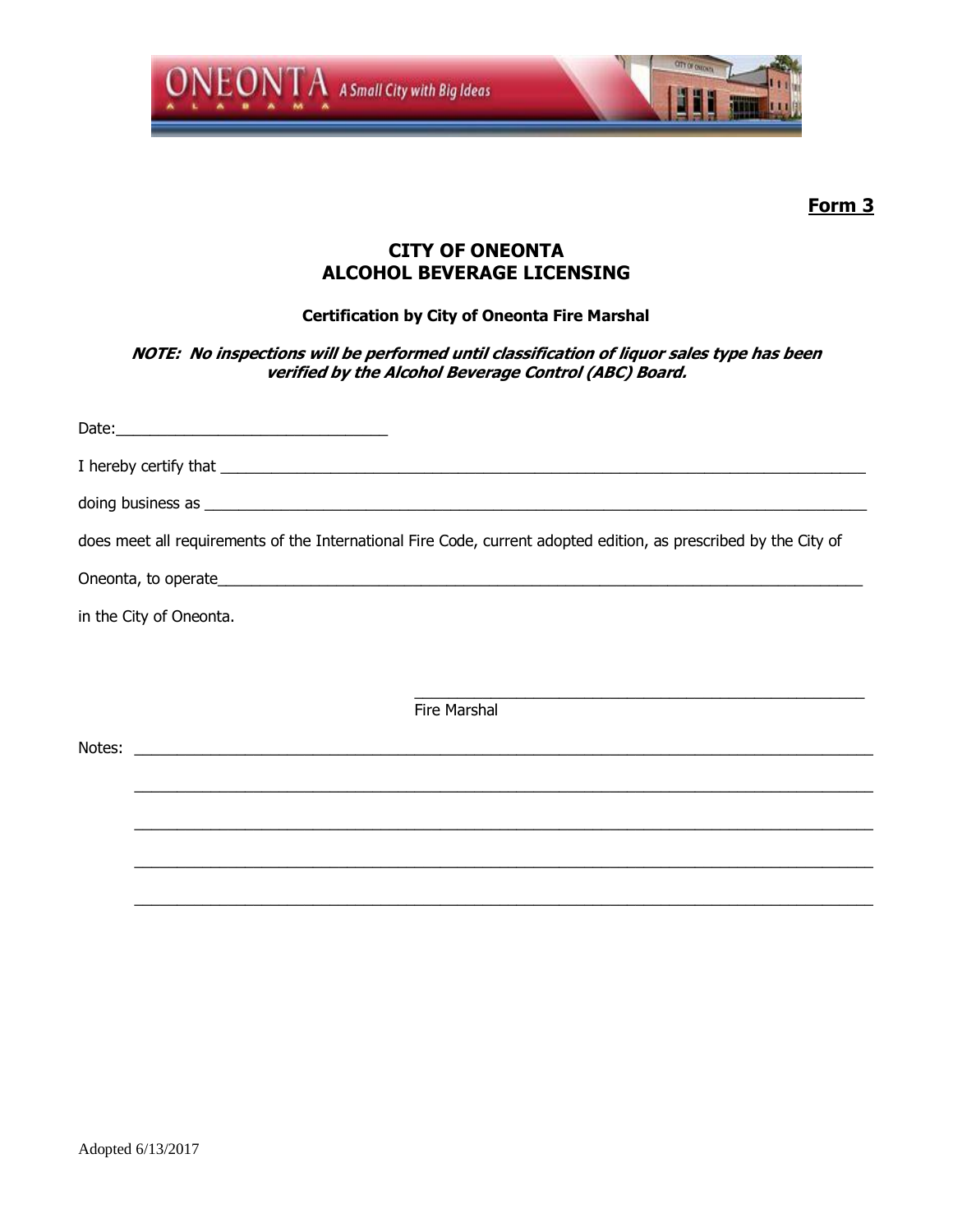**Form 3**

# CITY OF ONEONTA
# ALCOHOL BEVERAGE LICENSING

### Certification by City of Oneonta Fire Marshal

***NOTE: No inspections will be performed until classification of liquor sales type has been verified by the Alcohol Beverage Control (ABC) Board.***

Date:_______________________________

I hereby certify that ______________________________________________________________________________

doing business as ________________________________________________________________________________

does meet all requirements of the International Fire Code, current adopted edition, as prescribed by the City of

Oneonta, to operate_______________________________________________________________________________

in the City of Oneonta.

_____________________________________________________

Fire Marshal

Notes: _________________________________________________________________________________________

_________________________________________________________________________________________

_________________________________________________________________________________________

_________________________________________________________________________________________

_________________________________________________________________________________________

Adopted 6/13/2017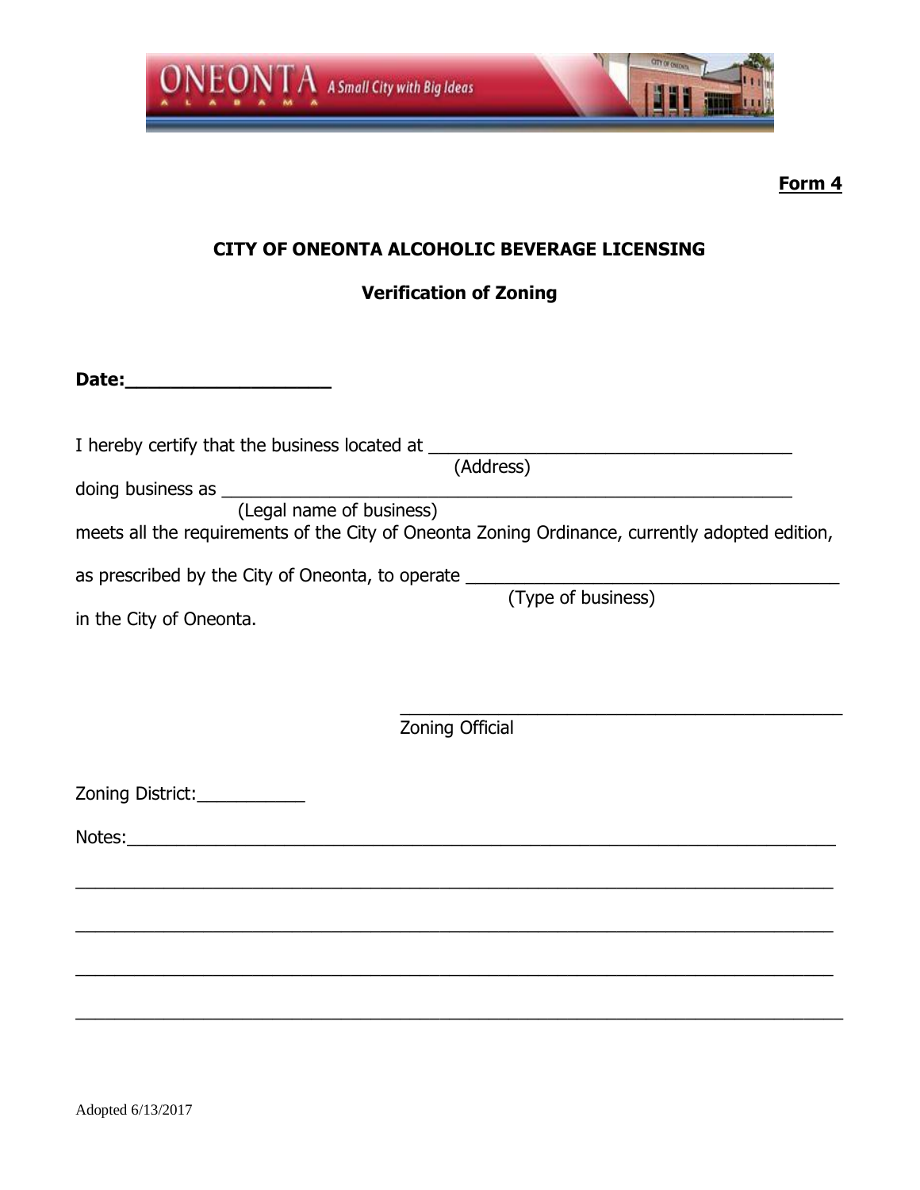**Form 4**

## CITY OF ONEONTA ALCOHOLIC BEVERAGE LICENSING

### Verification of Zoning

**Date:___________________**

I hereby certify that the business located at ____________________________________
(Address)
doing business as ________________________________________________________
(Legal name of business)
meets all the requirements of the City of Oneonta Zoning Ordinance, currently adopted edition,

as prescribed by the City of Oneonta, to operate _____________________________________
(Type of business)
in the City of Oneonta.

____________________________________________
Zoning Official

Zoning District:___________

Notes:______________________________________________________________________

____________________________________________________________________________

____________________________________________________________________________

____________________________________________________________________________

____________________________________________________________________________

Adopted 6/13/2017